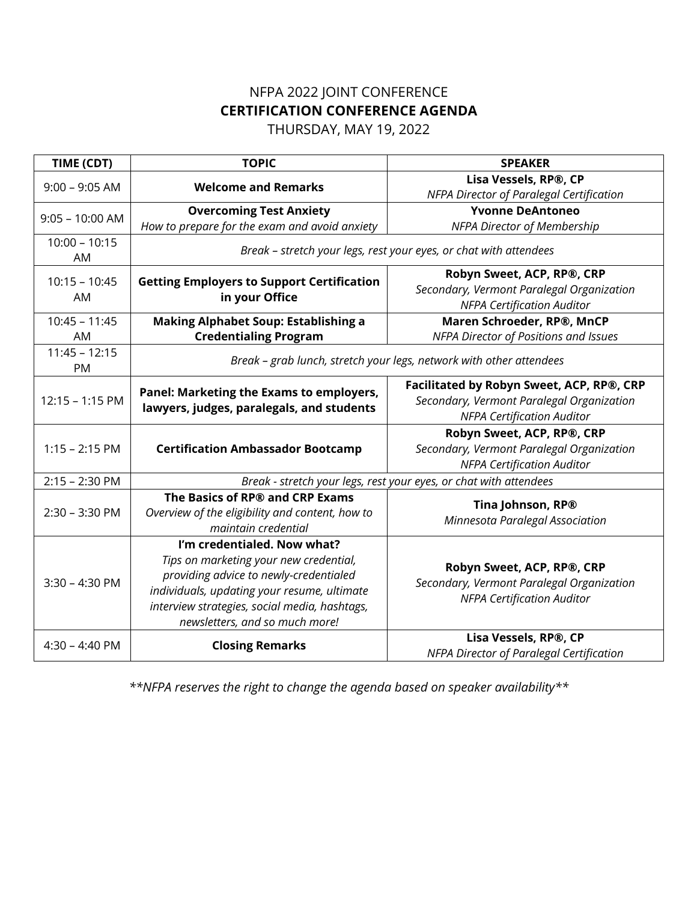# NFPA 2022 JOINT CONFERENCE

## CERTIFICATION CONFERENCE AGENDA

THURSDAY, MAY 19, 2022

| TIME (CDT) | TOPIC | SPEAKER |
|---|---|---|
| 9:00 – 9:05 AM | **Welcome and Remarks** | **Lisa Vessels, RP®, CP**<br>*NFPA Director of Paralegal Certification* |
| 9:05 – 10:00 AM | **Overcoming Test Anxiety**<br>*How to prepare for the exam and avoid anxiety* | **Yvonne DeAntoneo**<br>*NFPA Director of Membership* |
| 10:00 – 10:15 AM | *Break – stretch your legs, rest your eyes, or chat with attendees* | |
| 10:15 – 10:45 AM | **Getting Employers to Support Certification in your Office** | **Robyn Sweet, ACP, RP®, CRP**<br>*Secondary, Vermont Paralegal Organization*<br>*NFPA Certification Auditor* |
| 10:45 – 11:45 AM | **Making Alphabet Soup: Establishing a Credentialing Program** | **Maren Schroeder, RP®, MnCP**<br>*NFPA Director of Positions and Issues* |
| 11:45 – 12:15 PM | *Break – grab lunch, stretch your legs, network with other attendees* | |
| 12:15 – 1:15 PM | **Panel: Marketing the Exams to employers, lawyers, judges, paralegals, and students** | **Facilitated by Robyn Sweet, ACP, RP®, CRP**<br>*Secondary, Vermont Paralegal Organization*<br>*NFPA Certification Auditor* |
| 1:15 – 2:15 PM | **Certification Ambassador Bootcamp** | **Robyn Sweet, ACP, RP®, CRP**<br>*Secondary, Vermont Paralegal Organization*<br>*NFPA Certification Auditor* |
| 2:15 – 2:30 PM | *Break - stretch your legs, rest your eyes, or chat with attendees* | |
| 2:30 – 3:30 PM | **The Basics of RP® and CRP Exams**<br>*Overview of the eligibility and content, how to maintain credential* | **Tina Johnson, RP®**<br>*Minnesota Paralegal Association* |
| 3:30 – 4:30 PM | **I'm credentialed. Now what?**<br>*Tips on marketing your new credential, providing advice to newly-credentialed individuals, updating your resume, ultimate interview strategies, social media, hashtags, newsletters, and so much more!* | **Robyn Sweet, ACP, RP®, CRP**<br>*Secondary, Vermont Paralegal Organization*<br>*NFPA Certification Auditor* |
| 4:30 – 4:40 PM | **Closing Remarks** | **Lisa Vessels, RP®, CP**<br>*NFPA Director of Paralegal Certification* |

***NFPA reserves the right to change the agenda based on speaker availability***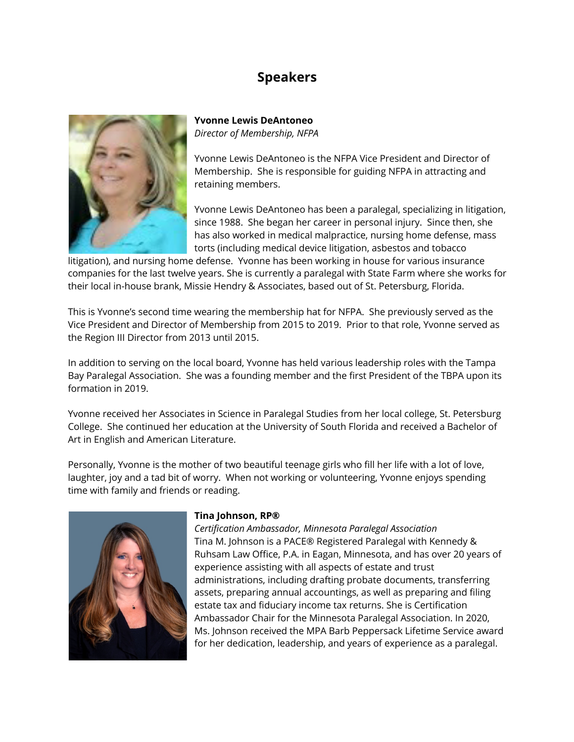# Speakers

**Yvonne Lewis DeAntoneo**
*Director of Membership, NFPA*

Yvonne Lewis DeAntoneo is the NFPA Vice President and Director of Membership. She is responsible for guiding NFPA in attracting and retaining members.

Yvonne Lewis DeAntoneo has been a paralegal, specializing in litigation, since 1988. She began her career in personal injury. Since then, she has also worked in medical malpractice, nursing home defense, mass torts (including medical device litigation, asbestos and tobacco litigation), and nursing home defense. Yvonne has been working in house for various insurance companies for the last twelve years. She is currently a paralegal with State Farm where she works for their local in-house brank, Missie Hendry & Associates, based out of St. Petersburg, Florida.

This is Yvonne's second time wearing the membership hat for NFPA. She previously served as the Vice President and Director of Membership from 2015 to 2019. Prior to that role, Yvonne served as the Region III Director from 2013 until 2015.

In addition to serving on the local board, Yvonne has held various leadership roles with the Tampa Bay Paralegal Association. She was a founding member and the first President of the TBPA upon its formation in 2019.

Yvonne received her Associates in Science in Paralegal Studies from her local college, St. Petersburg College. She continued her education at the University of South Florida and received a Bachelor of Art in English and American Literature.

Personally, Yvonne is the mother of two beautiful teenage girls who fill her life with a lot of love, laughter, joy and a tad bit of worry. When not working or volunteering, Yvonne enjoys spending time with family and friends or reading.

**Tina Johnson, RP®**
*Certification Ambassador, Minnesota Paralegal Association*

Tina M. Johnson is a PACE® Registered Paralegal with Kennedy & Ruhsam Law Office, P.A. in Eagan, Minnesota, and has over 20 years of experience assisting with all aspects of estate and trust administrations, including drafting probate documents, transferring assets, preparing annual accountings, as well as preparing and filing estate tax and fiduciary income tax returns. She is Certification Ambassador Chair for the Minnesota Paralegal Association. In 2020, Ms. Johnson received the MPA Barb Peppersack Lifetime Service award for her dedication, leadership, and years of experience as a paralegal.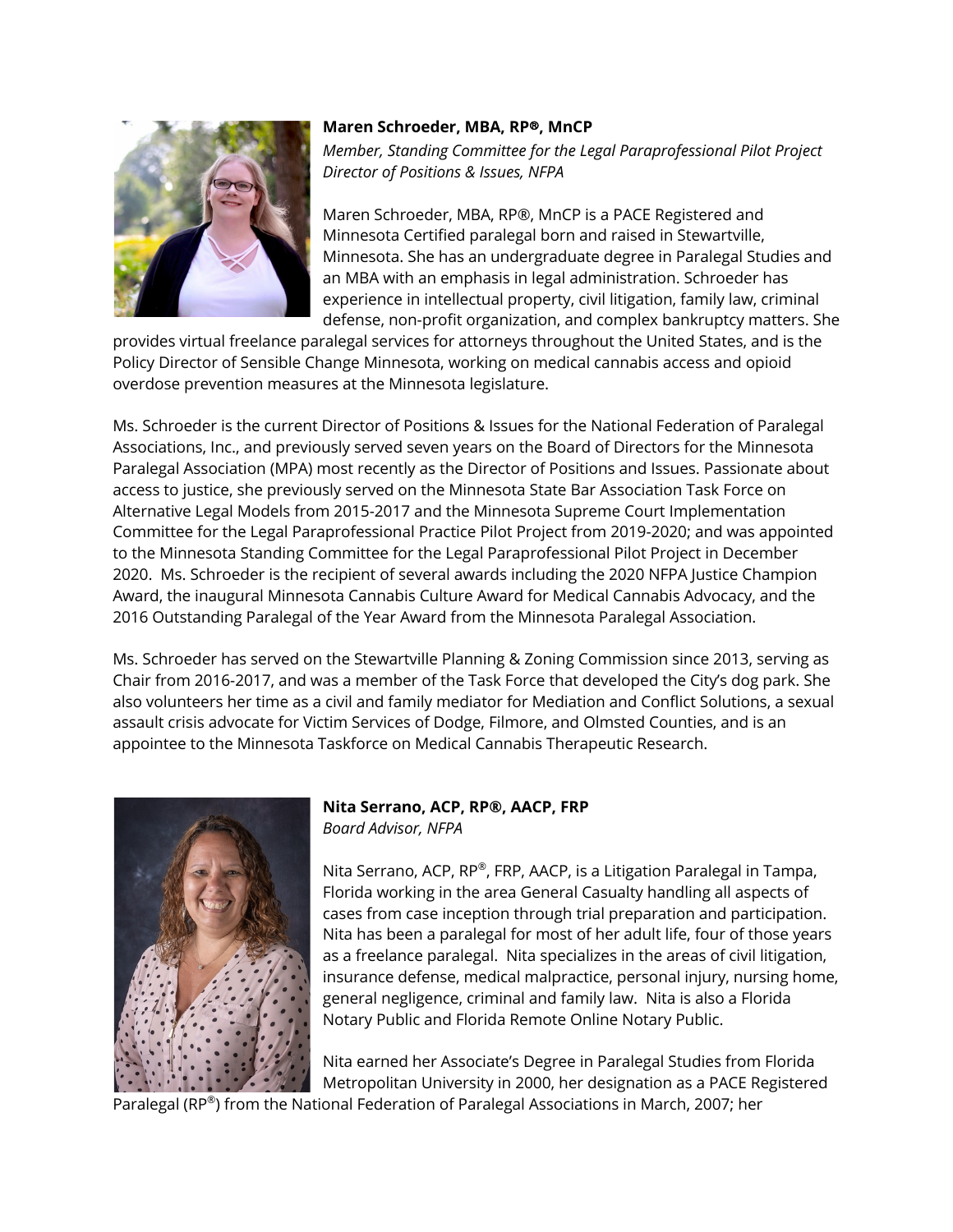**Maren Schroeder, MBA, RP®, MnCP**

*Member, Standing Committee for the Legal Paraprofessional Pilot Project*
*Director of Positions & Issues, NFPA*

Maren Schroeder, MBA, RP®, MnCP is a PACE Registered and Minnesota Certified paralegal born and raised in Stewartville, Minnesota. She has an undergraduate degree in Paralegal Studies and an MBA with an emphasis in legal administration. Schroeder has experience in intellectual property, civil litigation, family law, criminal defense, non-profit organization, and complex bankruptcy matters. She provides virtual freelance paralegal services for attorneys throughout the United States, and is the Policy Director of Sensible Change Minnesota, working on medical cannabis access and opioid overdose prevention measures at the Minnesota legislature.

Ms. Schroeder is the current Director of Positions & Issues for the National Federation of Paralegal Associations, Inc., and previously served seven years on the Board of Directors for the Minnesota Paralegal Association (MPA) most recently as the Director of Positions and Issues. Passionate about access to justice, she previously served on the Minnesota State Bar Association Task Force on Alternative Legal Models from 2015-2017 and the Minnesota Supreme Court Implementation Committee for the Legal Paraprofessional Practice Pilot Project from 2019-2020; and was appointed to the Minnesota Standing Committee for the Legal Paraprofessional Pilot Project in December 2020. Ms. Schroeder is the recipient of several awards including the 2020 NFPA Justice Champion Award, the inaugural Minnesota Cannabis Culture Award for Medical Cannabis Advocacy, and the 2016 Outstanding Paralegal of the Year Award from the Minnesota Paralegal Association.

Ms. Schroeder has served on the Stewartville Planning & Zoning Commission since 2013, serving as Chair from 2016-2017, and was a member of the Task Force that developed the City's dog park. She also volunteers her time as a civil and family mediator for Mediation and Conflict Solutions, a sexual assault crisis advocate for Victim Services of Dodge, Filmore, and Olmsted Counties, and is an appointee to the Minnesota Taskforce on Medical Cannabis Therapeutic Research.

**Nita Serrano, ACP, RP®, AACP, FRP**

*Board Advisor, NFPA*

Nita Serrano, ACP, RP®, FRP, AACP, is a Litigation Paralegal in Tampa, Florida working in the area General Casualty handling all aspects of cases from case inception through trial preparation and participation. Nita has been a paralegal for most of her adult life, four of those years as a freelance paralegal. Nita specializes in the areas of civil litigation, insurance defense, medical malpractice, personal injury, nursing home, general negligence, criminal and family law. Nita is also a Florida Notary Public and Florida Remote Online Notary Public.

Nita earned her Associate's Degree in Paralegal Studies from Florida Metropolitan University in 2000, her designation as a PACE Registered Paralegal (RP®) from the National Federation of Paralegal Associations in March, 2007; her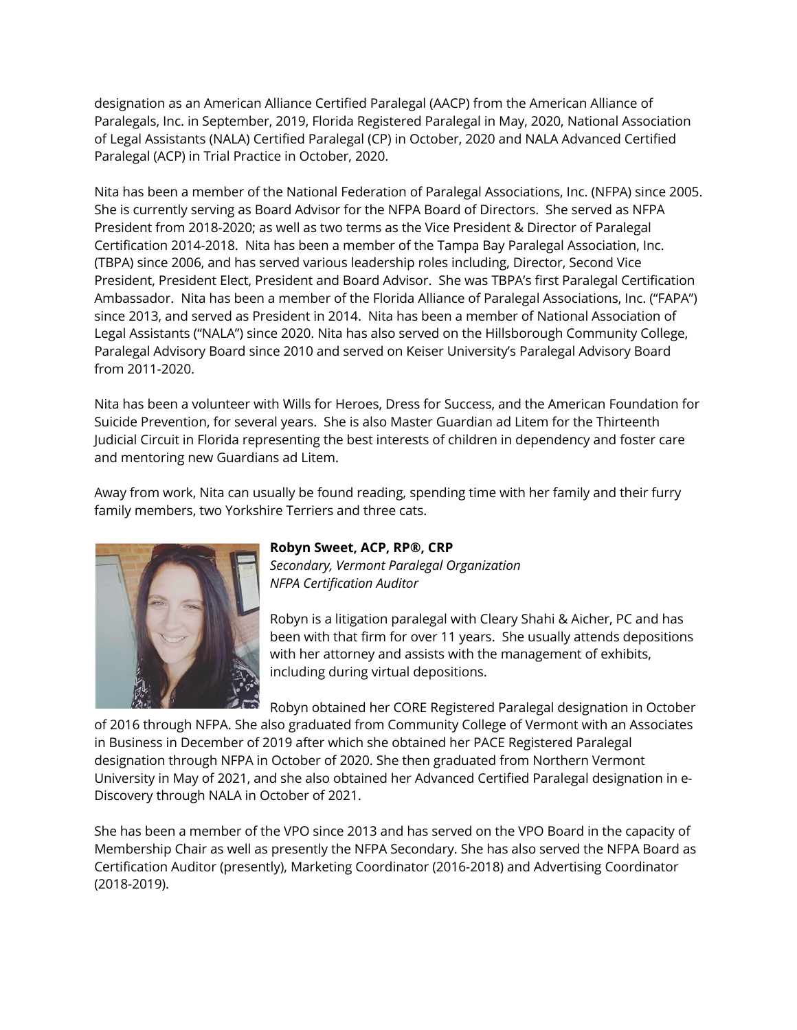designation as an American Alliance Certified Paralegal (AACP) from the American Alliance of Paralegals, Inc. in September, 2019, Florida Registered Paralegal in May, 2020, National Association of Legal Assistants (NALA) Certified Paralegal (CP) in October, 2020 and NALA Advanced Certified Paralegal (ACP) in Trial Practice in October, 2020.

Nita has been a member of the National Federation of Paralegal Associations, Inc. (NFPA) since 2005. She is currently serving as Board Advisor for the NFPA Board of Directors. She served as NFPA President from 2018-2020; as well as two terms as the Vice President & Director of Paralegal Certification 2014-2018. Nita has been a member of the Tampa Bay Paralegal Association, Inc. (TBPA) since 2006, and has served various leadership roles including, Director, Second Vice President, President Elect, President and Board Advisor. She was TBPA's first Paralegal Certification Ambassador. Nita has been a member of the Florida Alliance of Paralegal Associations, Inc. ("FAPA") since 2013, and served as President in 2014. Nita has been a member of National Association of Legal Assistants ("NALA") since 2020. Nita has also served on the Hillsborough Community College, Paralegal Advisory Board since 2010 and served on Keiser University's Paralegal Advisory Board from 2011-2020.

Nita has been a volunteer with Wills for Heroes, Dress for Success, and the American Foundation for Suicide Prevention, for several years. She is also Master Guardian ad Litem for the Thirteenth Judicial Circuit in Florida representing the best interests of children in dependency and foster care and mentoring new Guardians ad Litem.

Away from work, Nita can usually be found reading, spending time with her family and their furry family members, two Yorkshire Terriers and three cats.

**Robyn Sweet, ACP, RP®, CRP**
*Secondary, Vermont Paralegal Organization*
*NFPA Certification Auditor*

Robyn is a litigation paralegal with Cleary Shahi & Aicher, PC and has been with that firm for over 11 years. She usually attends depositions with her attorney and assists with the management of exhibits, including during virtual depositions.

Robyn obtained her CORE Registered Paralegal designation in October of 2016 through NFPA. She also graduated from Community College of Vermont with an Associates in Business in December of 2019 after which she obtained her PACE Registered Paralegal designation through NFPA in October of 2020. She then graduated from Northern Vermont University in May of 2021, and she also obtained her Advanced Certified Paralegal designation in e-Discovery through NALA in October of 2021.

She has been a member of the VPO since 2013 and has served on the VPO Board in the capacity of Membership Chair as well as presently the NFPA Secondary. She has also served the NFPA Board as Certification Auditor (presently), Marketing Coordinator (2016-2018) and Advertising Coordinator (2018-2019).